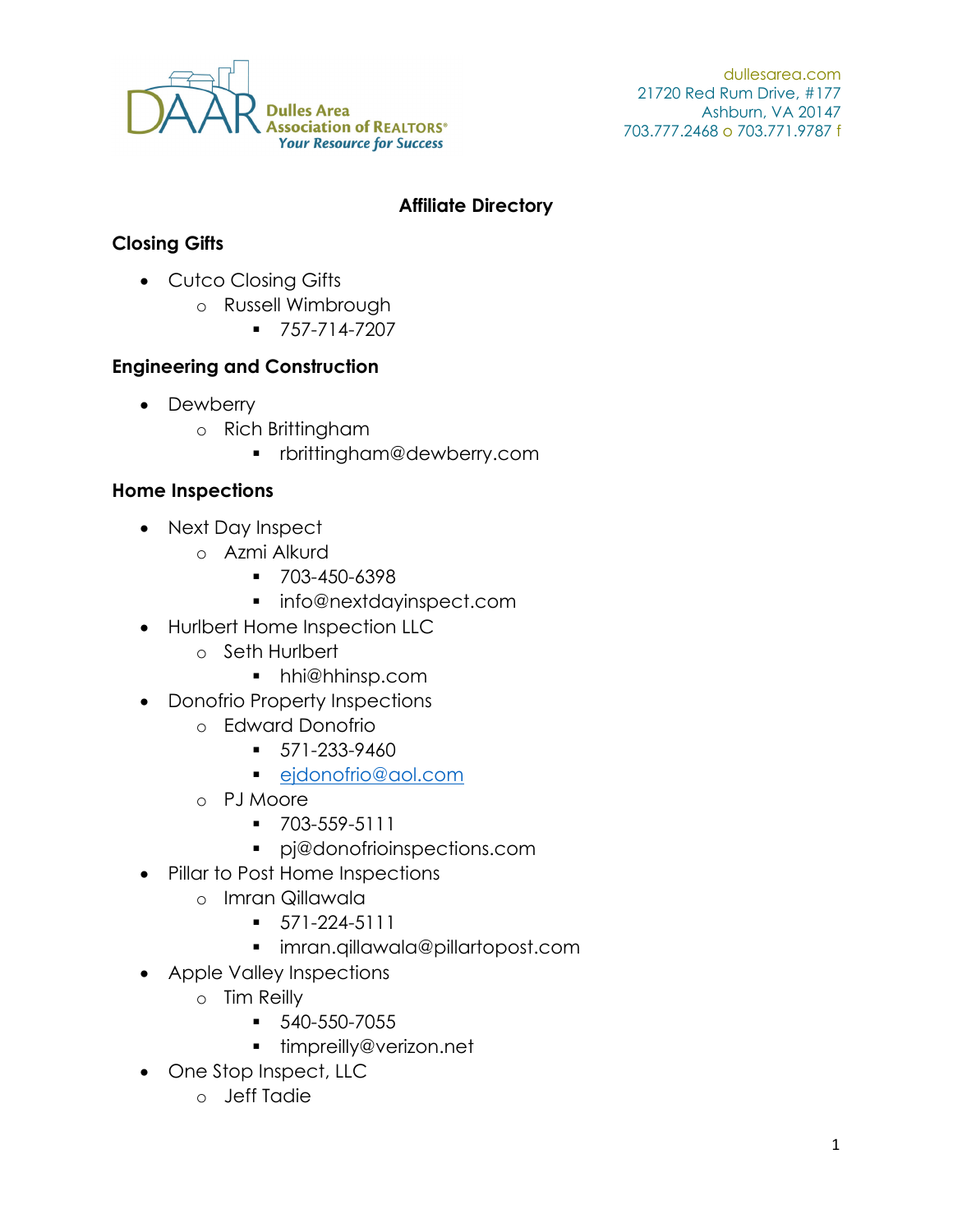Dulles Area Association of REALTORS®
*Your Resource for Success*

dullesarea.com
21720 Red Rum Drive, #177
Ashburn, VA 20147
703.777.2468 o 703.771.9787 f

# Affiliate Directory

## Closing Gifts

- Cutco Closing Gifts
  - Russell Wimbrough
    - 757-714-7207

## Engineering and Construction

- Dewberry
  - Rich Brittingham
    - rbrittingham@dewberry.com

## Home Inspections

- Next Day Inspect
  - Azmi Alkurd
    - 703-450-6398
    - info@nextdayinspect.com
- Hurlbert Home Inspection LLC
  - Seth Hurlbert
    - hhi@hhinsp.com
- Donofrio Property Inspections
  - Edward Donofrio
    - 571-233-9460
    - ejdonofrio@aol.com
  - PJ Moore
    - 703-559-5111
    - pj@donofrioinspections.com
- Pillar to Post Home Inspections
  - Imran Qillawala
    - 571-224-5111
    - imran.qillawala@pillartopost.com
- Apple Valley Inspections
  - Tim Reilly
    - 540-550-7055
    - timpreilly@verizon.net
- One Stop Inspect, LLC
  - Jeff Tadie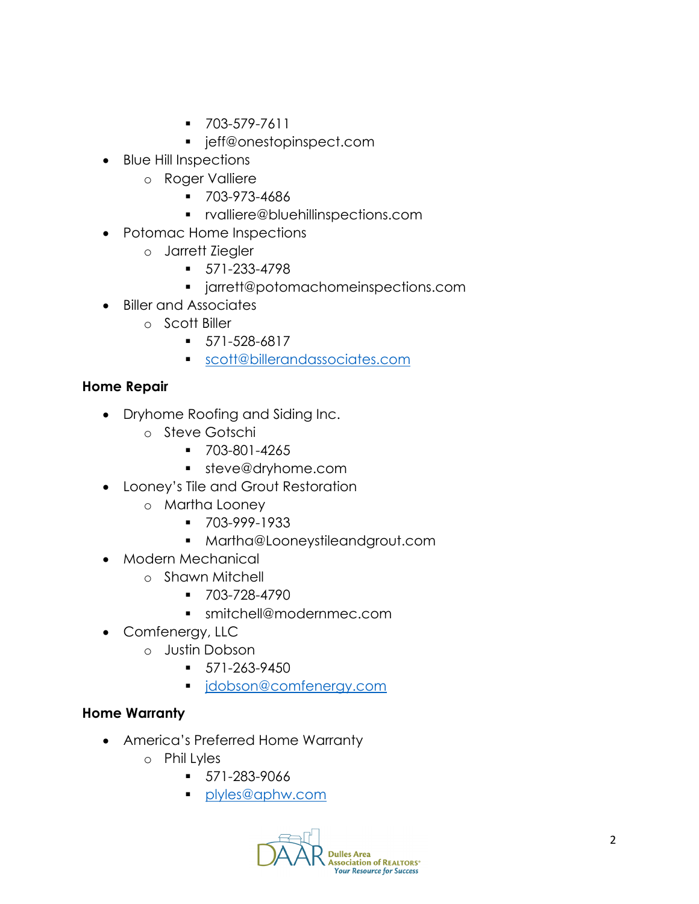- 703-579-7611
    - jeff@onestopinspect.com
- Blue Hill Inspections
  - Roger Valliere
    - 703-973-4686
    - rvalliere@bluehillinspections.com
- Potomac Home Inspections
  - Jarrett Ziegler
    - 571-233-4798
    - jarrett@potomachomeinspections.com
- Biller and Associates
  - Scott Biller
    - 571-528-6817
    - scott@billerandassociates.com

**Home Repair**

- Dryhome Roofing and Siding Inc.
  - Steve Gotschi
    - 703-801-4265
    - steve@dryhome.com
- Looney's Tile and Grout Restoration
  - Martha Looney
    - 703-999-1933
    - Martha@Looneystileandgrout.com
- Modern Mechanical
  - Shawn Mitchell
    - 703-728-4790
    - smitchell@modernmec.com
- Comfenergy, LLC
  - Justin Dobson
    - 571-263-9450
    - jdobson@comfenergy.com

**Home Warranty**

- America's Preferred Home Warranty
  - Phil Lyles
    - 571-283-9066
    - plyles@aphw.com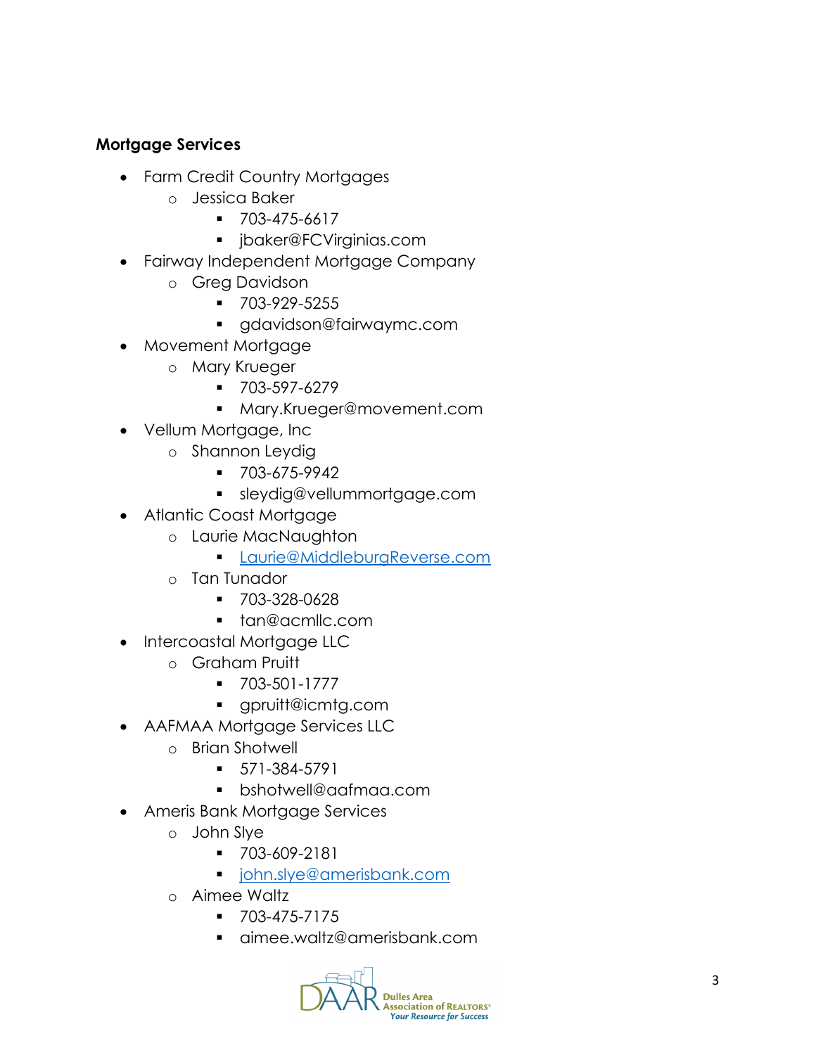**Mortgage Services**

- Farm Credit Country Mortgages
  - Jessica Baker
    - 703-475-6617
    - jbaker@FCVirginias.com
- Fairway Independent Mortgage Company
  - Greg Davidson
    - 703-929-5255
    - gdavidson@fairwaymc.com
- Movement Mortgage
  - Mary Krueger
    - 703-597-6279
    - Mary.Krueger@movement.com
- Vellum Mortgage, Inc
  - Shannon Leydig
    - 703-675-9942
    - sleydig@vellummortgage.com
- Atlantic Coast Mortgage
  - Laurie MacNaughton
    - Laurie@MiddleburgReverse.com
  - Tan Tunador
    - 703-328-0628
    - tan@acmllc.com
- Intercoastal Mortgage LLC
  - Graham Pruitt
    - 703-501-1777
    - gpruitt@icmtg.com
- AAFMAA Mortgage Services LLC
  - Brian Shotwell
    - 571-384-5791
    - bshotwell@aafmaa.com
- Ameris Bank Mortgage Services
  - John Slye
    - 703-609-2181
    - john.slye@amerisbank.com
  - Aimee Waltz
    - 703-475-7175
    - aimee.waltz@amerisbank.com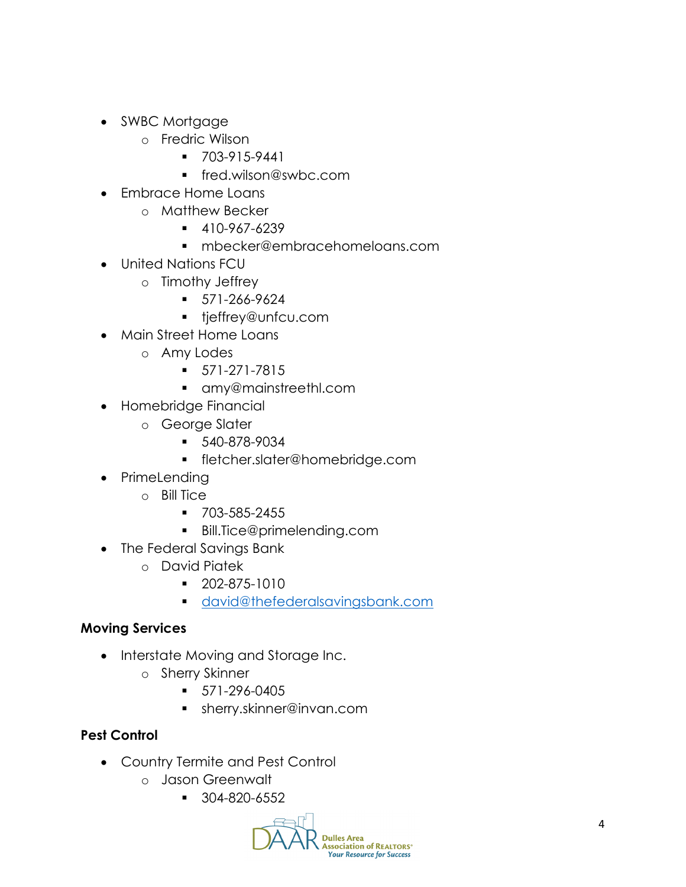- SWBC Mortgage
  - Fredric Wilson
    - 703-915-9441
    - fred.wilson@swbc.com
- Embrace Home Loans
  - Matthew Becker
    - 410-967-6239
    - mbecker@embracehomeloans.com
- United Nations FCU
  - Timothy Jeffrey
    - 571-266-9624
    - tjeffrey@unfcu.com
- Main Street Home Loans
  - Amy Lodes
    - 571-271-7815
    - amy@mainstreethl.com
- Homebridge Financial
  - George Slater
    - 540-878-9034
    - fletcher.slater@homebridge.com
- PrimeLending
  - Bill Tice
    - 703-585-2455
    - Bill.Tice@primelending.com
- The Federal Savings Bank
  - David Piatek
    - 202-875-1010
    - david@thefederalsavingsbank.com

**Moving Services**

- Interstate Moving and Storage Inc.
  - Sherry Skinner
    - 571-296-0405
    - sherry.skinner@invan.com

**Pest Control**

- Country Termite and Pest Control
  - Jason Greenwalt
    - 304-820-6552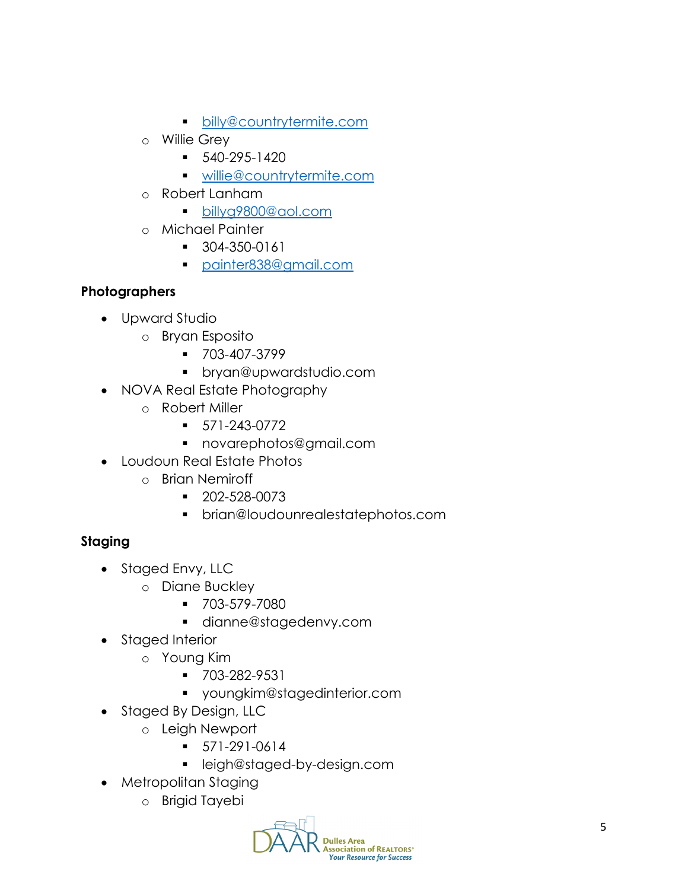- billy@countrytermite.com
  - Willie Grey
    - 540-295-1420
    - willie@countrytermite.com
  - Robert Lanham
    - billyg9800@aol.com
  - Michael Painter
    - 304-350-0161
    - painter838@gmail.com

**Photographers**

- Upward Studio
  - Bryan Esposito
    - 703-407-3799
    - bryan@upwardstudio.com
- NOVA Real Estate Photography
  - Robert Miller
    - 571-243-0772
    - novarephotos@gmail.com
- Loudoun Real Estate Photos
  - Brian Nemiroff
    - 202-528-0073
    - brian@loudounrealestatephotos.com

**Staging**

- Staged Envy, LLC
  - Diane Buckley
    - 703-579-7080
    - dianne@stagedenvy.com
- Staged Interior
  - Young Kim
    - 703-282-9531
    - youngkim@stagedinterior.com
- Staged By Design, LLC
  - Leigh Newport
    - 571-291-0614
    - leigh@staged-by-design.com
- Metropolitan Staging
  - Brigid Tayebi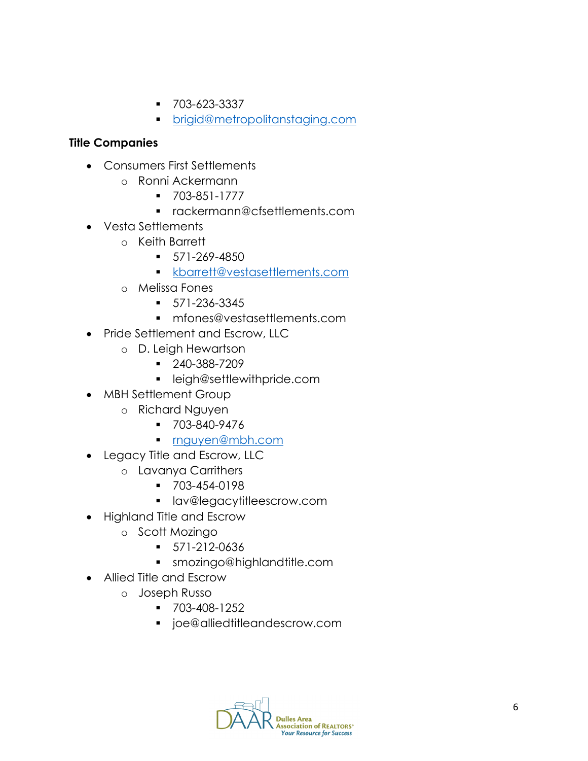- 703-623-3337
        - brigid@metropolitanstaging.com

**Title Companies**

- Consumers First Settlements
    - Ronni Ackermann
        - 703-851-1777
        - rackermann@cfsettlements.com
- Vesta Settlements
    - Keith Barrett
        - 571-269-4850
        - kbarrett@vestasettlements.com
    - Melissa Fones
        - 571-236-3345
        - mfones@vestasettlements.com
- Pride Settlement and Escrow, LLC
    - D. Leigh Hewartson
        - 240-388-7209
        - leigh@settlewithpride.com
- MBH Settlement Group
    - Richard Nguyen
        - 703-840-9476
        - rnguyen@mbh.com
- Legacy Title and Escrow, LLC
    - Lavanya Carrithers
        - 703-454-0198
        - lav@legacytitleescrow.com
- Highland Title and Escrow
    - Scott Mozingo
        - 571-212-0636
        - smozingo@highlandtitle.com
- Allied Title and Escrow
    - Joseph Russo
        - 703-408-1252
        - joe@alliedtitleandescrow.com